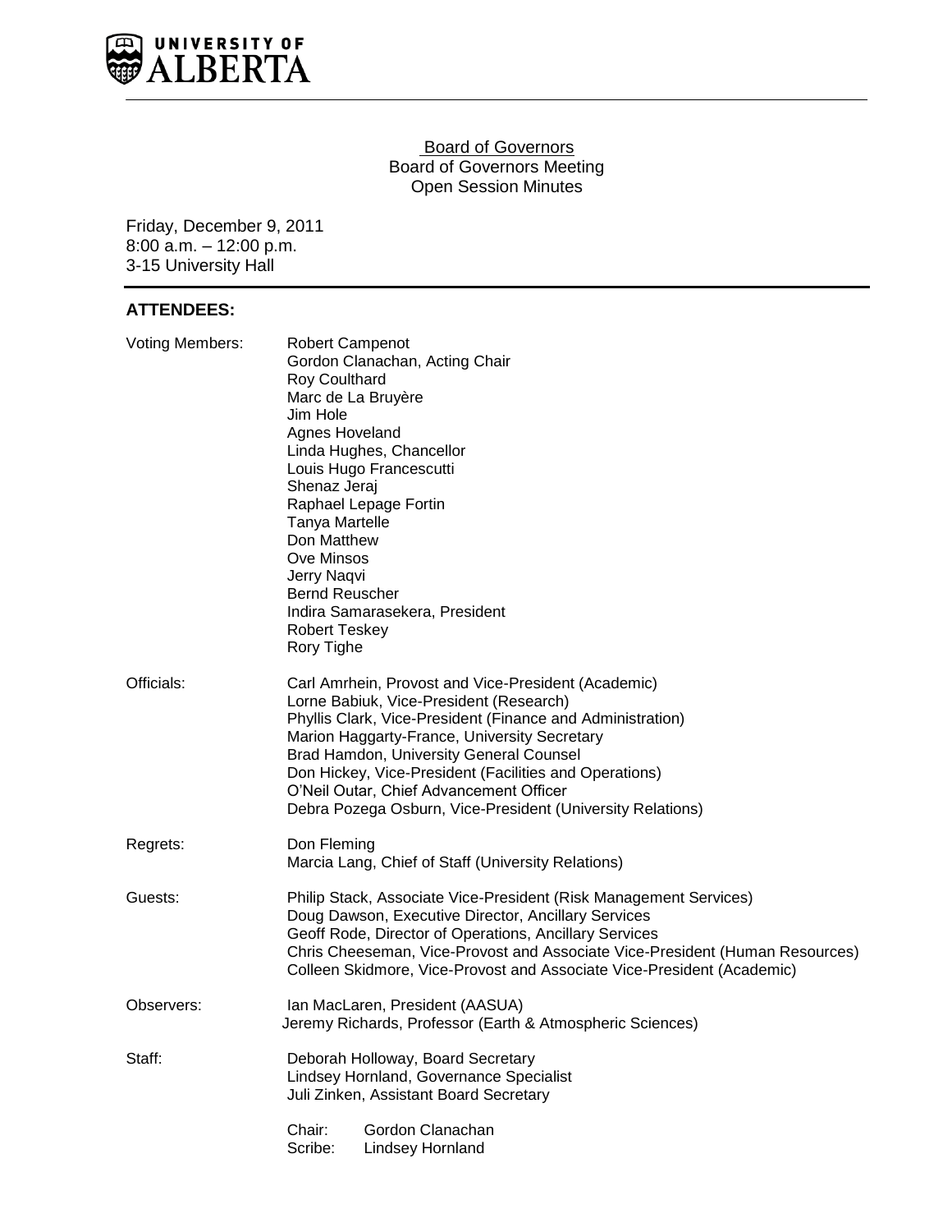UNIVERSITY OF ALBERTA

# Board of Governors

## Board of Governors Meeting
## Open Session Minutes

Friday, December 9, 2011
8:00 a.m. – 12:00 p.m.
3-15 University Hall

## ATTENDEES:

**Voting Members:**
Robert Campenot
Gordon Clanachan, Acting Chair
Roy Coulthard
Marc de La Bruyère
Jim Hole
Agnes Hoveland
Linda Hughes, Chancellor
Louis Hugo Francescutti
Shenaz Jeraj
Raphael Lepage Fortin
Tanya Martelle
Don Matthew
Ove Minsos
Jerry Naqvi
Bernd Reuscher
Indira Samarasekera, President
Robert Teskey
Rory Tighe

**Officials:**
Carl Amrhein, Provost and Vice-President (Academic)
Lorne Babiuk, Vice-President (Research)
Phyllis Clark, Vice-President (Finance and Administration)
Marion Haggarty-France, University Secretary
Brad Hamdon, University General Counsel
Don Hickey, Vice-President (Facilities and Operations)
O'Neil Outar, Chief Advancement Officer
Debra Pozega Osburn, Vice-President (University Relations)

**Regrets:**
Don Fleming
Marcia Lang, Chief of Staff (University Relations)

**Guests:**
Philip Stack, Associate Vice-President (Risk Management Services)
Doug Dawson, Executive Director, Ancillary Services
Geoff Rode, Director of Operations, Ancillary Services
Chris Cheeseman, Vice-Provost and Associate Vice-President (Human Resources)
Colleen Skidmore, Vice-Provost and Associate Vice-President (Academic)

**Observers:**
Ian MacLaren, President (AASUA)
Jeremy Richards, Professor (Earth & Atmospheric Sciences)

**Staff:**
Deborah Holloway, Board Secretary
Lindsey Hornland, Governance Specialist
Juli Zinken, Assistant Board Secretary

Chair: Gordon Clanachan
Scribe: Lindsey Hornland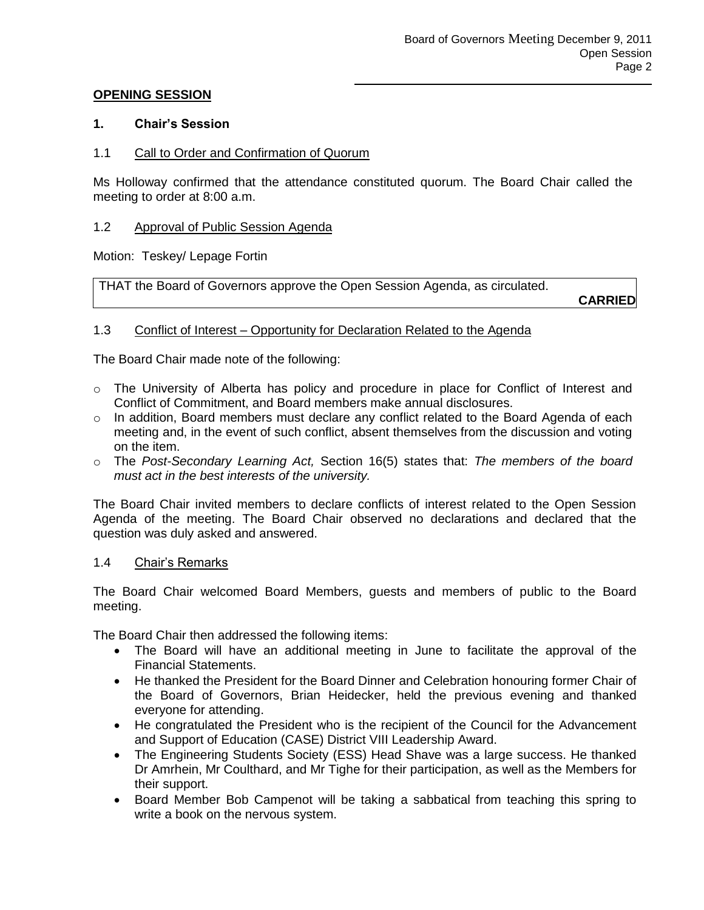## OPENING SESSION

### 1. Chair's Session

#### 1.1 Call to Order and Confirmation of Quorum

Ms Holloway confirmed that the attendance constituted quorum. The Board Chair called the meeting to order at 8:00 a.m.

#### 1.2 Approval of Public Session Agenda

Motion: Teskey/ Lepage Fortin

| THAT the Board of Governors approve the Open Session Agenda, as circulated. **CARRIED** |
|---|

#### 1.3 Conflict of Interest – Opportunity for Declaration Related to the Agenda

The Board Chair made note of the following:

- The University of Alberta has policy and procedure in place for Conflict of Interest and Conflict of Commitment, and Board members make annual disclosures.
- In addition, Board members must declare any conflict related to the Board Agenda of each meeting and, in the event of such conflict, absent themselves from the discussion and voting on the item.
- The *Post-Secondary Learning Act,* Section 16(5) states that: *The members of the board must act in the best interests of the university.*

The Board Chair invited members to declare conflicts of interest related to the Open Session Agenda of the meeting. The Board Chair observed no declarations and declared that the question was duly asked and answered.

#### 1.4 Chair's Remarks

The Board Chair welcomed Board Members, guests and members of public to the Board meeting.

The Board Chair then addressed the following items:

- The Board will have an additional meeting in June to facilitate the approval of the Financial Statements.
- He thanked the President for the Board Dinner and Celebration honouring former Chair of the Board of Governors, Brian Heidecker, held the previous evening and thanked everyone for attending.
- He congratulated the President who is the recipient of the Council for the Advancement and Support of Education (CASE) District VIII Leadership Award.
- The Engineering Students Society (ESS) Head Shave was a large success. He thanked Dr Amrhein, Mr Coulthard, and Mr Tighe for their participation, as well as the Members for their support.
- Board Member Bob Campenot will be taking a sabbatical from teaching this spring to write a book on the nervous system.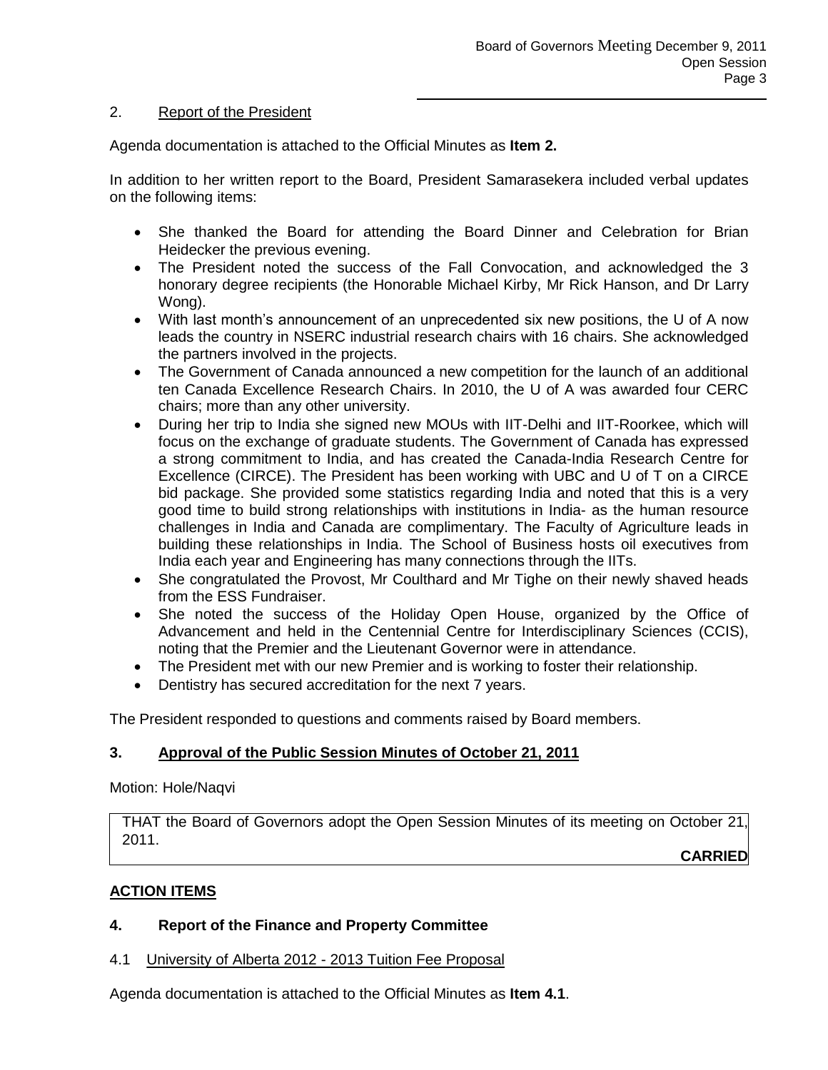## 2. Report of the President

Agenda documentation is attached to the Official Minutes as **Item 2.**

In addition to her written report to the Board, President Samarasekera included verbal updates on the following items:

- She thanked the Board for attending the Board Dinner and Celebration for Brian Heidecker the previous evening.
- The President noted the success of the Fall Convocation, and acknowledged the 3 honorary degree recipients (the Honorable Michael Kirby, Mr Rick Hanson, and Dr Larry Wong).
- With last month's announcement of an unprecedented six new positions, the U of A now leads the country in NSERC industrial research chairs with 16 chairs. She acknowledged the partners involved in the projects.
- The Government of Canada announced a new competition for the launch of an additional ten Canada Excellence Research Chairs. In 2010, the U of A was awarded four CERC chairs; more than any other university.
- During her trip to India she signed new MOUs with IIT-Delhi and IIT-Roorkee, which will focus on the exchange of graduate students. The Government of Canada has expressed a strong commitment to India, and has created the Canada-India Research Centre for Excellence (CIRCE). The President has been working with UBC and U of T on a CIRCE bid package. She provided some statistics regarding India and noted that this is a very good time to build strong relationships with institutions in India- as the human resource challenges in India and Canada are complimentary. The Faculty of Agriculture leads in building these relationships in India. The School of Business hosts oil executives from India each year and Engineering has many connections through the IITs.
- She congratulated the Provost, Mr Coulthard and Mr Tighe on their newly shaved heads from the ESS Fundraiser.
- She noted the success of the Holiday Open House, organized by the Office of Advancement and held in the Centennial Centre for Interdisciplinary Sciences (CCIS), noting that the Premier and the Lieutenant Governor were in attendance.
- The President met with our new Premier and is working to foster their relationship.
- Dentistry has secured accreditation for the next 7 years.

The President responded to questions and comments raised by Board members.

## 3. Approval of the Public Session Minutes of October 21, 2011

Motion: Hole/Naqvi

THAT the Board of Governors adopt the Open Session Minutes of its meeting on October 21, 2011.

**CARRIED**

## ACTION ITEMS

## 4. Report of the Finance and Property Committee

### 4.1 University of Alberta 2012 - 2013 Tuition Fee Proposal

Agenda documentation is attached to the Official Minutes as **Item 4.1**.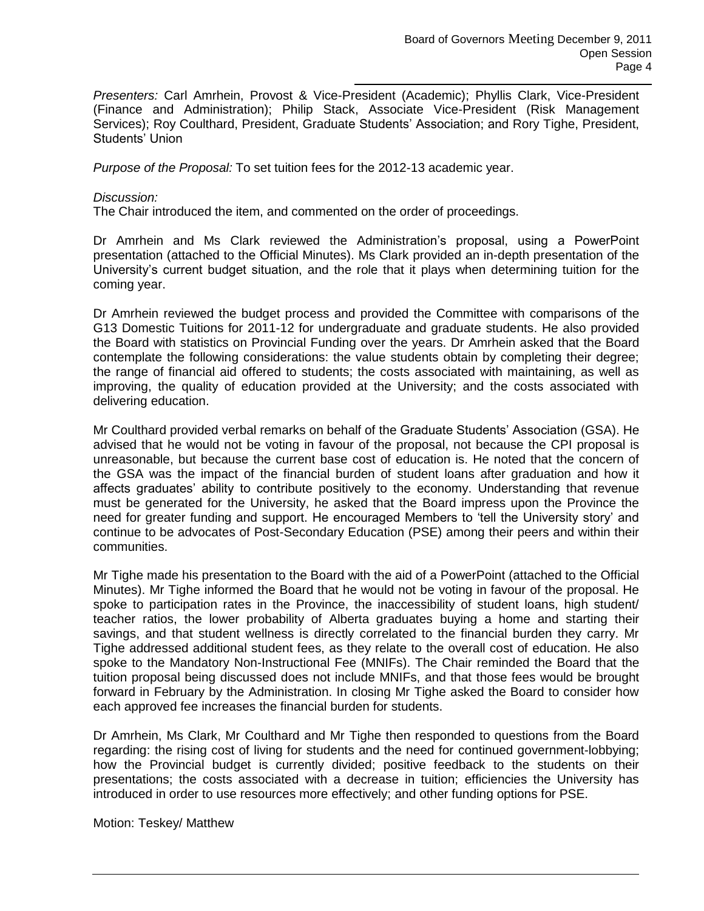*Presenters:* Carl Amrhein, Provost & Vice-President (Academic); Phyllis Clark, Vice-President (Finance and Administration); Philip Stack, Associate Vice-President (Risk Management Services); Roy Coulthard, President, Graduate Students' Association; and Rory Tighe, President, Students' Union

*Purpose of the Proposal:* To set tuition fees for the 2012-13 academic year.

*Discussion:*

The Chair introduced the item, and commented on the order of proceedings.

Dr Amrhein and Ms Clark reviewed the Administration's proposal, using a PowerPoint presentation (attached to the Official Minutes). Ms Clark provided an in-depth presentation of the University's current budget situation, and the role that it plays when determining tuition for the coming year.

Dr Amrhein reviewed the budget process and provided the Committee with comparisons of the G13 Domestic Tuitions for 2011-12 for undergraduate and graduate students. He also provided the Board with statistics on Provincial Funding over the years. Dr Amrhein asked that the Board contemplate the following considerations: the value students obtain by completing their degree; the range of financial aid offered to students; the costs associated with maintaining, as well as improving, the quality of education provided at the University; and the costs associated with delivering education.

Mr Coulthard provided verbal remarks on behalf of the Graduate Students' Association (GSA). He advised that he would not be voting in favour of the proposal, not because the CPI proposal is unreasonable, but because the current base cost of education is. He noted that the concern of the GSA was the impact of the financial burden of student loans after graduation and how it affects graduates' ability to contribute positively to the economy. Understanding that revenue must be generated for the University, he asked that the Board impress upon the Province the need for greater funding and support. He encouraged Members to 'tell the University story' and continue to be advocates of Post-Secondary Education (PSE) among their peers and within their communities.

Mr Tighe made his presentation to the Board with the aid of a PowerPoint (attached to the Official Minutes). Mr Tighe informed the Board that he would not be voting in favour of the proposal. He spoke to participation rates in the Province, the inaccessibility of student loans, high student/ teacher ratios, the lower probability of Alberta graduates buying a home and starting their savings, and that student wellness is directly correlated to the financial burden they carry. Mr Tighe addressed additional student fees, as they relate to the overall cost of education. He also spoke to the Mandatory Non-Instructional Fee (MNIFs). The Chair reminded the Board that the tuition proposal being discussed does not include MNIFs, and that those fees would be brought forward in February by the Administration. In closing Mr Tighe asked the Board to consider how each approved fee increases the financial burden for students.

Dr Amrhein, Ms Clark, Mr Coulthard and Mr Tighe then responded to questions from the Board regarding: the rising cost of living for students and the need for continued government-lobbying; how the Provincial budget is currently divided; positive feedback to the students on their presentations; the costs associated with a decrease in tuition; efficiencies the University has introduced in order to use resources more effectively; and other funding options for PSE.

Motion: Teskey/ Matthew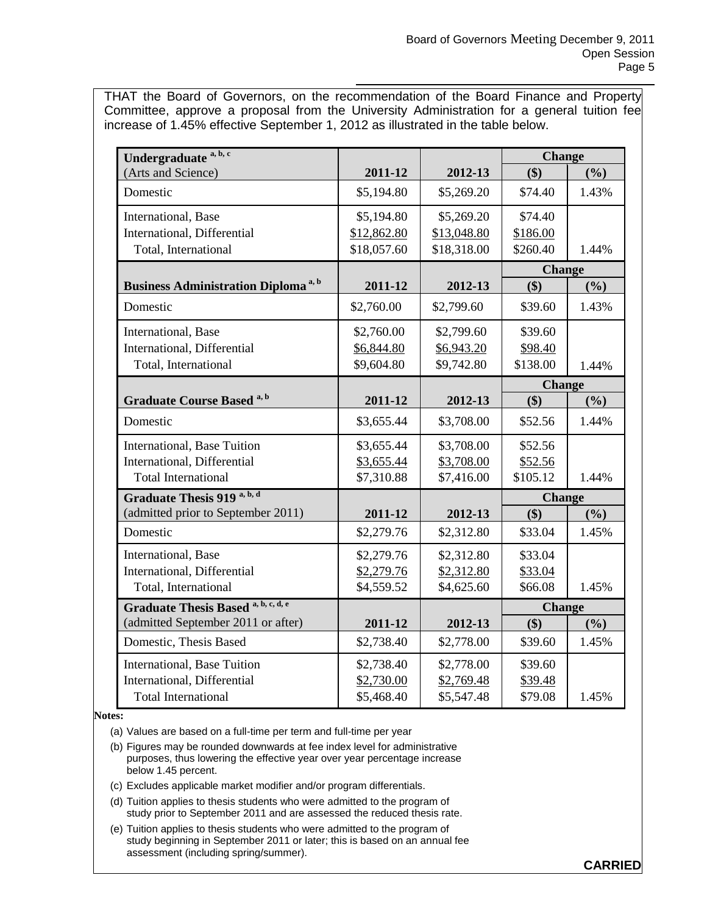THAT the Board of Governors, on the recommendation of the Board Finance and Property Committee, approve a proposal from the University Administration for a general tuition fee increase of 1.45% effective September 1, 2012 as illustrated in the table below.

| Undergraduate [a, b, c] (Arts and Science) | 2011-12 | 2012-13 | Change ($) | Change (%) |
|---|---|---|---|---|
| Domestic | $5,194.80 | $5,269.20 | $74.40 | 1.43% |
| International, Base | $5,194.80 | $5,269.20 | $74.40 | |
| International, Differential | $12,862.80 | $13,048.80 | $186.00 | |
| Total, International | $18,057.60 | $18,318.00 | $260.40 | 1.44% |
| **Business Administration Diploma [a, b]** | **2011-12** | **2012-13** | **($)** | **(%)** |
| Domestic | $2,760.00 | $2,799.60 | $39.60 | 1.43% |
| International, Base | $2,760.00 | $2,799.60 | $39.60 | |
| International, Differential | $6,844.80 | $6,943.20 | $98.40 | |
| Total, International | $9,604.80 | $9,742.80 | $138.00 | 1.44% |
| **Graduate Course Based [a, b]** | **2011-12** | **2012-13** | **($)** | **(%)** |
| Domestic | $3,655.44 | $3,708.00 | $52.56 | 1.44% |
| International, Base Tuition | $3,655.44 | $3,708.00 | $52.56 | |
| International, Differential | $3,655.44 | $3,708.00 | $52.56 | |
| Total International | $7,310.88 | $7,416.00 | $105.12 | 1.44% |
| **Graduate Thesis 919 [a, b, d]** (admitted prior to September 2011) | **2011-12** | **2012-13** | **($)** | **(%)** |
| Domestic | $2,279.76 | $2,312.80 | $33.04 | 1.45% |
| International, Base | $2,279.76 | $2,312.80 | $33.04 | |
| International, Differential | $2,279.76 | $2,312.80 | $33.04 | |
| Total, International | $4,559.52 | $4,625.60 | $66.08 | 1.45% |
| **Graduate Thesis Based [a, b, c, d, e]** (admitted September 2011 or after) | **2011-12** | **2012-13** | **($)** | **(%)** |
| Domestic, Thesis Based | $2,738.40 | $2,778.00 | $39.60 | 1.45% |
| International, Base Tuition | $2,738.40 | $2,778.00 | $39.60 | |
| International, Differential | $2,730.00 | $2,769.48 | $39.48 | |
| Total International | $5,468.40 | $5,547.48 | $79.08 | 1.45% |

**Notes:**

(a) Values are based on a full-time per term and full-time per year

(b) Figures may be rounded downwards at fee index level for administrative purposes, thus lowering the effective year over year percentage increase below 1.45 percent.

(c) Excludes applicable market modifier and/or program differentials.

(d) Tuition applies to thesis students who were admitted to the program of study prior to September 2011 and are assessed the reduced thesis rate.

(e) Tuition applies to thesis students who were admitted to the program of study beginning in September 2011 or later; this is based on an annual fee assessment (including spring/summer).

**CARRIED**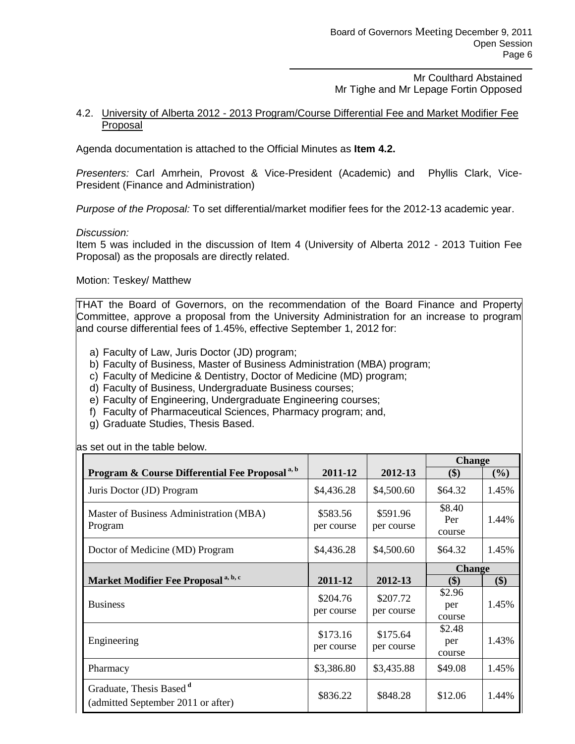Mr Coulthard Abstained
Mr Tighe and Mr Lepage Fortin Opposed

## 4.2. University of Alberta 2012 - 2013 Program/Course Differential Fee and Market Modifier Fee Proposal

Agenda documentation is attached to the Official Minutes as **Item 4.2.**

*Presenters:* Carl Amrhein, Provost & Vice-President (Academic) and Phyllis Clark, Vice-President (Finance and Administration)

*Purpose of the Proposal:* To set differential/market modifier fees for the 2012-13 academic year.

*Discussion:*
Item 5 was included in the discussion of Item 4 (University of Alberta 2012 - 2013 Tuition Fee Proposal) as the proposals are directly related.

Motion: Teskey/ Matthew

THAT the Board of Governors, on the recommendation of the Board Finance and Property Committee, approve a proposal from the University Administration for an increase to program and course differential fees of 1.45%, effective September 1, 2012 for:

a) Faculty of Law, Juris Doctor (JD) program;
b) Faculty of Business, Master of Business Administration (MBA) program;
c) Faculty of Medicine & Dentistry, Doctor of Medicine (MD) program;
d) Faculty of Business, Undergraduate Business courses;
e) Faculty of Engineering, Undergraduate Engineering courses;
f) Faculty of Pharmaceutical Sciences, Pharmacy program; and,
g) Graduate Studies, Thesis Based.

as set out in the table below.

| | | | Change | |
|---|---|---|---|---|
| **Program & Course Differential Fee Proposal [a, b]** | **2011-12** | **2012-13** | **($)** | **(%)** |
| Juris Doctor (JD) Program | $4,436.28 | $4,500.60 | $64.32 | 1.45% |
| Master of Business Administration (MBA) Program | $583.56 per course | $591.96 per course | $8.40 Per course | 1.44% |
| Doctor of Medicine (MD) Program | $4,436.28 | $4,500.60 | $64.32 | 1.45% |
| | | | **Change** | |
| **Market Modifier Fee Proposal [a, b, c]** | **2011-12** | **2012-13** | **($)** | **($)** |
| Business | $204.76 per course | $207.72 per course | $2.96 per course | 1.45% |
| Engineering | $173.16 per course | $175.64 per course | $2.48 per course | 1.43% |
| Pharmacy | $3,386.80 | $3,435.88 | $49.08 | 1.45% |
| Graduate, Thesis Based [d] (admitted September 2011 or after) | $836.22 | $848.28 | $12.06 | 1.44% |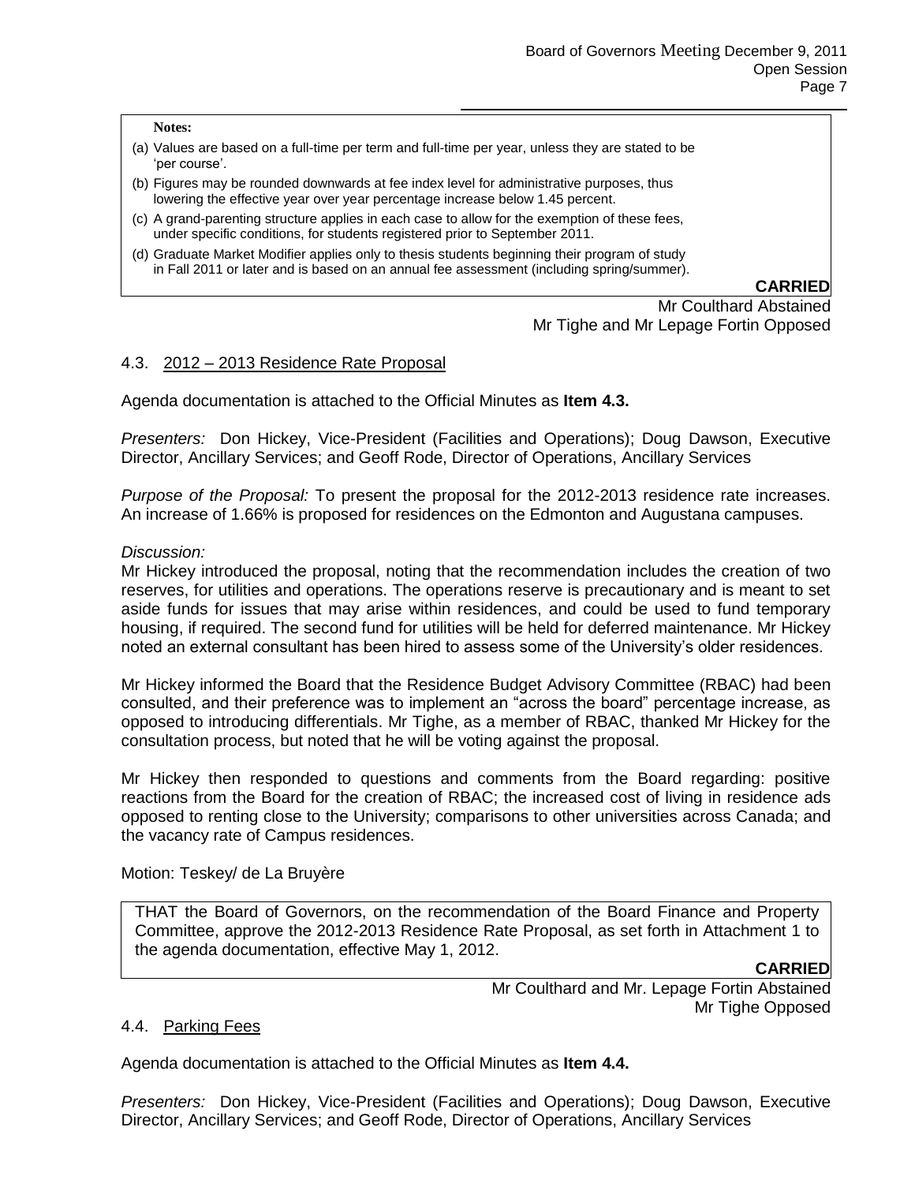**Notes:**

(a) Values are based on a full-time per term and full-time per year, unless they are stated to be 'per course'.

(b) Figures may be rounded downwards at fee index level for administrative purposes, thus lowering the effective year over year percentage increase below 1.45 percent.

(c) A grand-parenting structure applies in each case to allow for the exemption of these fees, under specific conditions, for students registered prior to September 2011.

(d) Graduate Market Modifier applies only to thesis students beginning their program of study in Fall 2011 or later and is based on an annual fee assessment (including spring/summer).

**CARRIED**

Mr Coulthard Abstained
Mr Tighe and Mr Lepage Fortin Opposed

## 4.3. 2012 – 2013 Residence Rate Proposal

Agenda documentation is attached to the Official Minutes as **Item 4.3.**

*Presenters:* Don Hickey, Vice-President (Facilities and Operations); Doug Dawson, Executive Director, Ancillary Services; and Geoff Rode, Director of Operations, Ancillary Services

*Purpose of the Proposal:* To present the proposal for the 2012-2013 residence rate increases. An increase of 1.66% is proposed for residences on the Edmonton and Augustana campuses.

*Discussion:*
Mr Hickey introduced the proposal, noting that the recommendation includes the creation of two reserves, for utilities and operations. The operations reserve is precautionary and is meant to set aside funds for issues that may arise within residences, and could be used to fund temporary housing, if required. The second fund for utilities will be held for deferred maintenance. Mr Hickey noted an external consultant has been hired to assess some of the University's older residences.

Mr Hickey informed the Board that the Residence Budget Advisory Committee (RBAC) had been consulted, and their preference was to implement an "across the board" percentage increase, as opposed to introducing differentials. Mr Tighe, as a member of RBAC, thanked Mr Hickey for the consultation process, but noted that he will be voting against the proposal.

Mr Hickey then responded to questions and comments from the Board regarding: positive reactions from the Board for the creation of RBAC; the increased cost of living in residence ads opposed to renting close to the University; comparisons to other universities across Canada; and the vacancy rate of Campus residences.

Motion: Teskey/ de La Bruyère

THAT the Board of Governors, on the recommendation of the Board Finance and Property Committee, approve the 2012-2013 Residence Rate Proposal, as set forth in Attachment 1 to the agenda documentation, effective May 1, 2012.

**CARRIED**

Mr Coulthard and Mr. Lepage Fortin Abstained
Mr Tighe Opposed

## 4.4. Parking Fees

Agenda documentation is attached to the Official Minutes as **Item 4.4.**

*Presenters:* Don Hickey, Vice-President (Facilities and Operations); Doug Dawson, Executive Director, Ancillary Services; and Geoff Rode, Director of Operations, Ancillary Services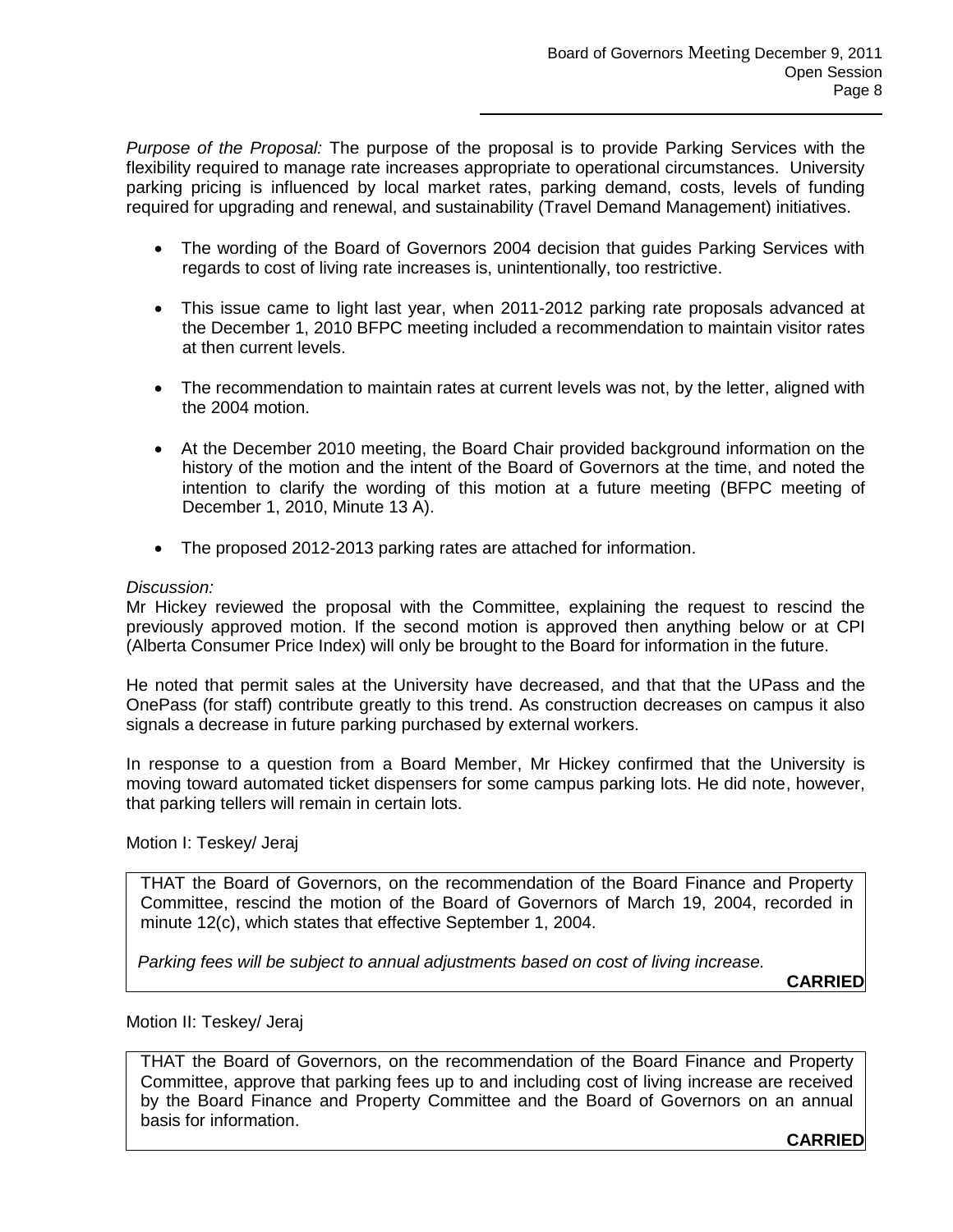*Purpose of the Proposal:* The purpose of the proposal is to provide Parking Services with the flexibility required to manage rate increases appropriate to operational circumstances. University parking pricing is influenced by local market rates, parking demand, costs, levels of funding required for upgrading and renewal, and sustainability (Travel Demand Management) initiatives.

- The wording of the Board of Governors 2004 decision that guides Parking Services with regards to cost of living rate increases is, unintentionally, too restrictive.
- This issue came to light last year, when 2011-2012 parking rate proposals advanced at the December 1, 2010 BFPC meeting included a recommendation to maintain visitor rates at then current levels.
- The recommendation to maintain rates at current levels was not, by the letter, aligned with the 2004 motion.
- At the December 2010 meeting, the Board Chair provided background information on the history of the motion and the intent of the Board of Governors at the time, and noted the intention to clarify the wording of this motion at a future meeting (BFPC meeting of December 1, 2010, Minute 13 A).
- The proposed 2012-2013 parking rates are attached for information.

*Discussion:*
Mr Hickey reviewed the proposal with the Committee, explaining the request to rescind the previously approved motion. If the second motion is approved then anything below or at CPI (Alberta Consumer Price Index) will only be brought to the Board for information in the future.

He noted that permit sales at the University have decreased, and that that the UPass and the OnePass (for staff) contribute greatly to this trend. As construction decreases on campus it also signals a decrease in future parking purchased by external workers.

In response to a question from a Board Member, Mr Hickey confirmed that the University is moving toward automated ticket dispensers for some campus parking lots. He did note, however, that parking tellers will remain in certain lots.

Motion I: Teskey/ Jeraj

> THAT the Board of Governors, on the recommendation of the Board Finance and Property Committee, rescind the motion of the Board of Governors of March 19, 2004, recorded in minute 12(c), which states that effective September 1, 2004.
>
> *Parking fees will be subject to annual adjustments based on cost of living increase.*
>
> **CARRIED**

Motion II: Teskey/ Jeraj

> THAT the Board of Governors, on the recommendation of the Board Finance and Property Committee, approve that parking fees up to and including cost of living increase are received by the Board Finance and Property Committee and the Board of Governors on an annual basis for information.
>
> **CARRIED**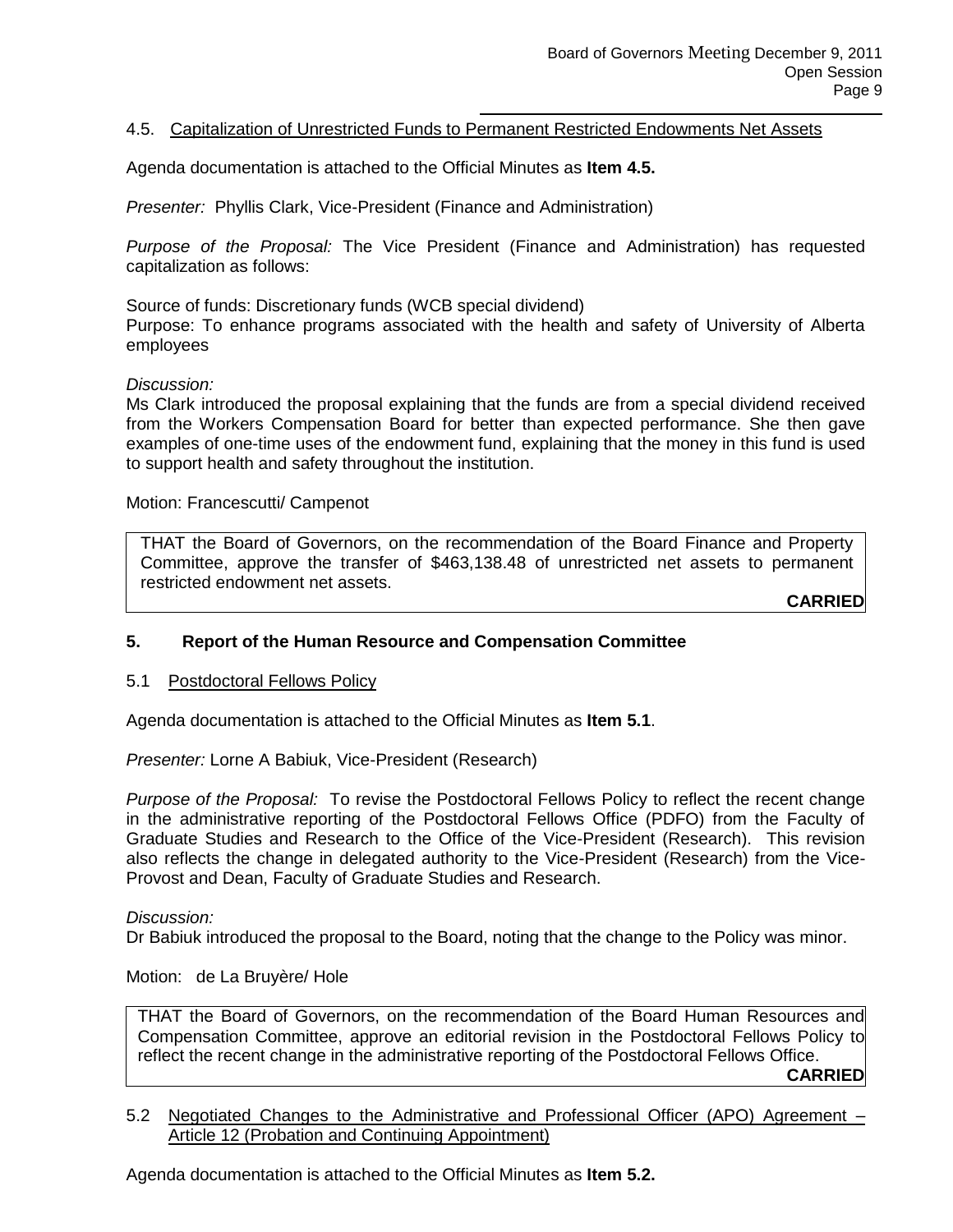### 4.5. Capitalization of Unrestricted Funds to Permanent Restricted Endowments Net Assets

Agenda documentation is attached to the Official Minutes as **Item 4.5.**

*Presenter:* Phyllis Clark, Vice-President (Finance and Administration)

*Purpose of the Proposal:* The Vice President (Finance and Administration) has requested capitalization as follows:

Source of funds: Discretionary funds (WCB special dividend)
Purpose: To enhance programs associated with the health and safety of University of Alberta employees

*Discussion:*
Ms Clark introduced the proposal explaining that the funds are from a special dividend received from the Workers Compensation Board for better than expected performance. She then gave examples of one-time uses of the endowment fund, explaining that the money in this fund is used to support health and safety throughout the institution.

Motion: Francescutti/ Campenot

> THAT the Board of Governors, on the recommendation of the Board Finance and Property Committee, approve the transfer of $463,138.48 of unrestricted net assets to permanent restricted endowment net assets.
>
> **CARRIED**

## 5. Report of the Human Resource and Compensation Committee

### 5.1 Postdoctoral Fellows Policy

Agenda documentation is attached to the Official Minutes as **Item 5.1**.

*Presenter:* Lorne A Babiuk, Vice-President (Research)

*Purpose of the Proposal:* To revise the Postdoctoral Fellows Policy to reflect the recent change in the administrative reporting of the Postdoctoral Fellows Office (PDFO) from the Faculty of Graduate Studies and Research to the Office of the Vice-President (Research). This revision also reflects the change in delegated authority to the Vice-President (Research) from the Vice-Provost and Dean, Faculty of Graduate Studies and Research.

*Discussion:*
Dr Babiuk introduced the proposal to the Board, noting that the change to the Policy was minor.

Motion: de La Bruyère/ Hole

> THAT the Board of Governors, on the recommendation of the Board Human Resources and Compensation Committee, approve an editorial revision in the Postdoctoral Fellows Policy to reflect the recent change in the administrative reporting of the Postdoctoral Fellows Office.
>
> **CARRIED**

### 5.2 Negotiated Changes to the Administrative and Professional Officer (APO) Agreement – Article 12 (Probation and Continuing Appointment)

Agenda documentation is attached to the Official Minutes as **Item 5.2.**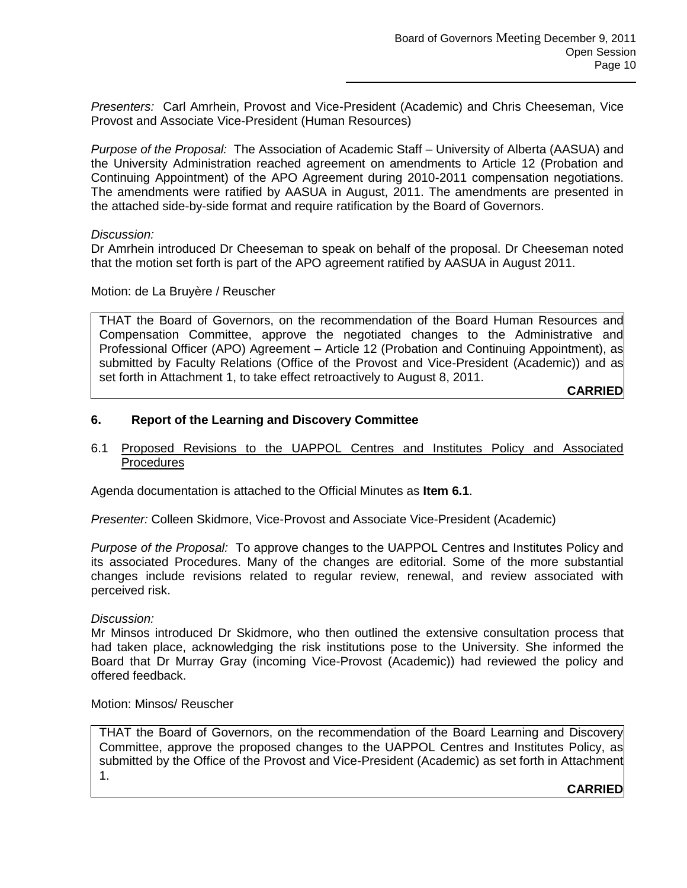*Presenters:* Carl Amrhein, Provost and Vice-President (Academic) and Chris Cheeseman, Vice Provost and Associate Vice-President (Human Resources)

*Purpose of the Proposal:* The Association of Academic Staff – University of Alberta (AASUA) and the University Administration reached agreement on amendments to Article 12 (Probation and Continuing Appointment) of the APO Agreement during 2010-2011 compensation negotiations. The amendments were ratified by AASUA in August, 2011. The amendments are presented in the attached side-by-side format and require ratification by the Board of Governors.

*Discussion:*
Dr Amrhein introduced Dr Cheeseman to speak on behalf of the proposal. Dr Cheeseman noted that the motion set forth is part of the APO agreement ratified by AASUA in August 2011.

Motion: de La Bruyère / Reuscher

> THAT the Board of Governors, on the recommendation of the Board Human Resources and Compensation Committee, approve the negotiated changes to the Administrative and Professional Officer (APO) Agreement – Article 12 (Probation and Continuing Appointment), as submitted by Faculty Relations (Office of the Provost and Vice-President (Academic)) and as set forth in Attachment 1, to take effect retroactively to August 8, 2011.
>
> **CARRIED**

## 6. Report of the Learning and Discovery Committee

6.1 Proposed Revisions to the UAPPOL Centres and Institutes Policy and Associated Procedures

Agenda documentation is attached to the Official Minutes as **Item 6.1**.

*Presenter:* Colleen Skidmore, Vice-Provost and Associate Vice-President (Academic)

*Purpose of the Proposal:* To approve changes to the UAPPOL Centres and Institutes Policy and its associated Procedures. Many of the changes are editorial. Some of the more substantial changes include revisions related to regular review, renewal, and review associated with perceived risk.

*Discussion:*
Mr Minsos introduced Dr Skidmore, who then outlined the extensive consultation process that had taken place, acknowledging the risk institutions pose to the University. She informed the Board that Dr Murray Gray (incoming Vice-Provost (Academic)) had reviewed the policy and offered feedback.

Motion: Minsos/ Reuscher

> THAT the Board of Governors, on the recommendation of the Board Learning and Discovery Committee, approve the proposed changes to the UAPPOL Centres and Institutes Policy, as submitted by the Office of the Provost and Vice-President (Academic) as set forth in Attachment 1.
>
> **CARRIED**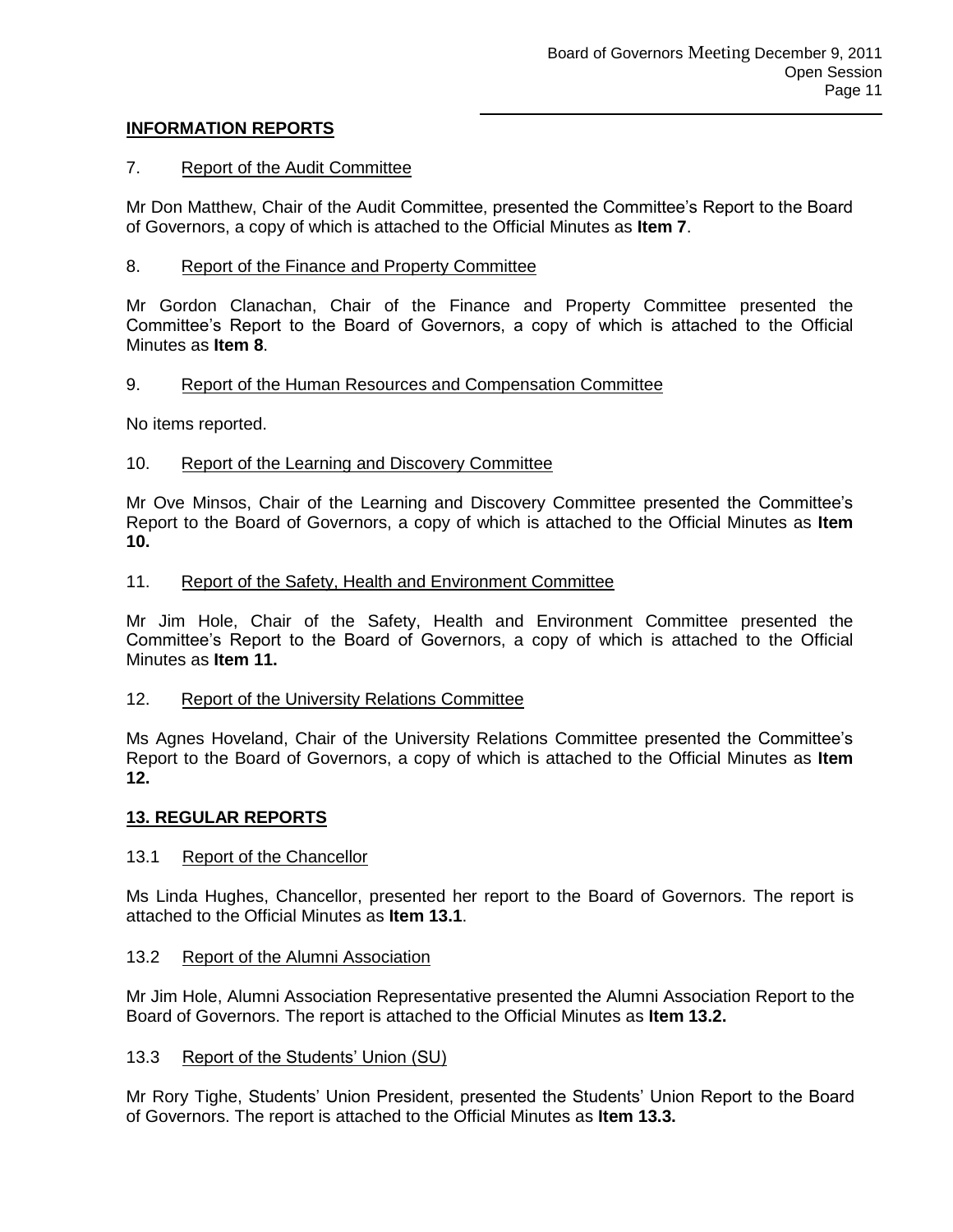## INFORMATION REPORTS

### 7. Report of the Audit Committee

Mr Don Matthew, Chair of the Audit Committee, presented the Committee's Report to the Board of Governors, a copy of which is attached to the Official Minutes as **Item 7**.

### 8. Report of the Finance and Property Committee

Mr Gordon Clanachan, Chair of the Finance and Property Committee presented the Committee's Report to the Board of Governors, a copy of which is attached to the Official Minutes as **Item 8**.

### 9. Report of the Human Resources and Compensation Committee

No items reported.

### 10. Report of the Learning and Discovery Committee

Mr Ove Minsos, Chair of the Learning and Discovery Committee presented the Committee's Report to the Board of Governors, a copy of which is attached to the Official Minutes as **Item 10.**

### 11. Report of the Safety, Health and Environment Committee

Mr Jim Hole, Chair of the Safety, Health and Environment Committee presented the Committee's Report to the Board of Governors, a copy of which is attached to the Official Minutes as **Item 11.**

### 12. Report of the University Relations Committee

Ms Agnes Hoveland, Chair of the University Relations Committee presented the Committee's Report to the Board of Governors, a copy of which is attached to the Official Minutes as **Item 12.**

## 13. REGULAR REPORTS

### 13.1 Report of the Chancellor

Ms Linda Hughes, Chancellor, presented her report to the Board of Governors. The report is attached to the Official Minutes as **Item 13.1**.

### 13.2 Report of the Alumni Association

Mr Jim Hole, Alumni Association Representative presented the Alumni Association Report to the Board of Governors. The report is attached to the Official Minutes as **Item 13.2.**

### 13.3 Report of the Students' Union (SU)

Mr Rory Tighe, Students' Union President, presented the Students' Union Report to the Board of Governors. The report is attached to the Official Minutes as **Item 13.3.**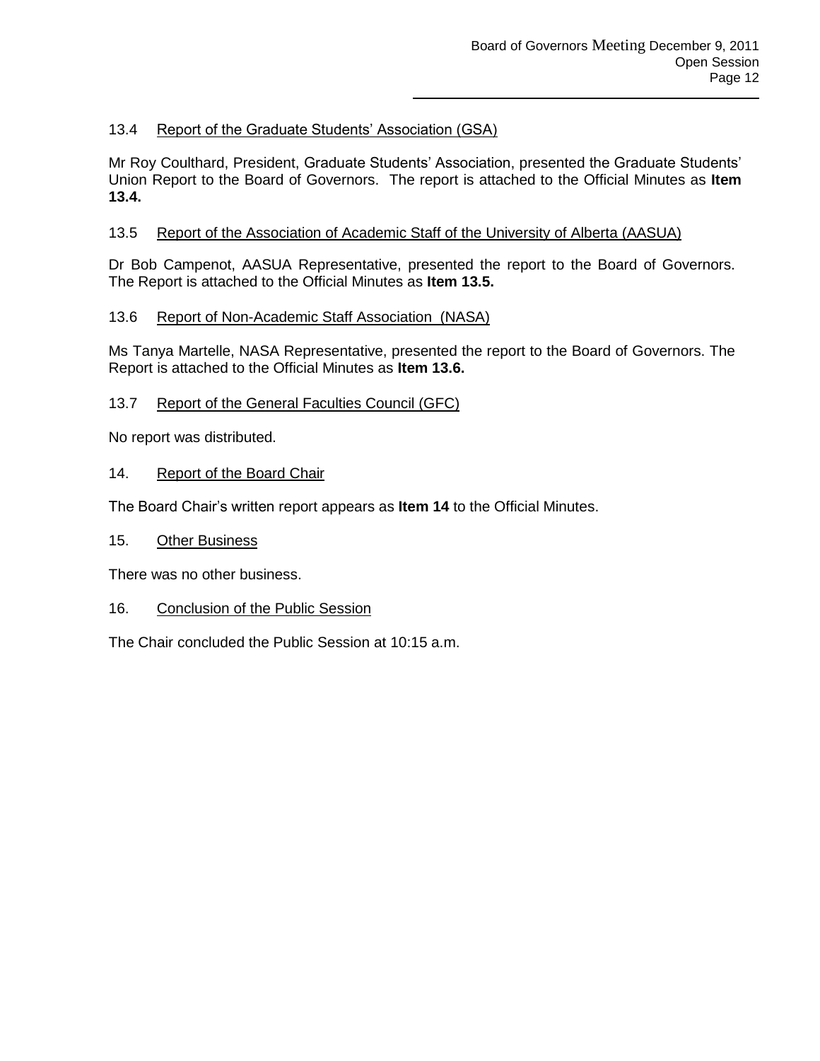### 13.4 Report of the Graduate Students' Association (GSA)

Mr Roy Coulthard, President, Graduate Students' Association, presented the Graduate Students' Union Report to the Board of Governors. The report is attached to the Official Minutes as **Item 13.4.**

### 13.5 Report of the Association of Academic Staff of the University of Alberta (AASUA)

Dr Bob Campenot, AASUA Representative, presented the report to the Board of Governors. The Report is attached to the Official Minutes as **Item 13.5.**

### 13.6 Report of Non-Academic Staff Association (NASA)

Ms Tanya Martelle, NASA Representative, presented the report to the Board of Governors. The Report is attached to the Official Minutes as **Item 13.6.**

### 13.7 Report of the General Faculties Council (GFC)

No report was distributed.

## 14. Report of the Board Chair

The Board Chair's written report appears as **Item 14** to the Official Minutes.

## 15. Other Business

There was no other business.

## 16. Conclusion of the Public Session

The Chair concluded the Public Session at 10:15 a.m.